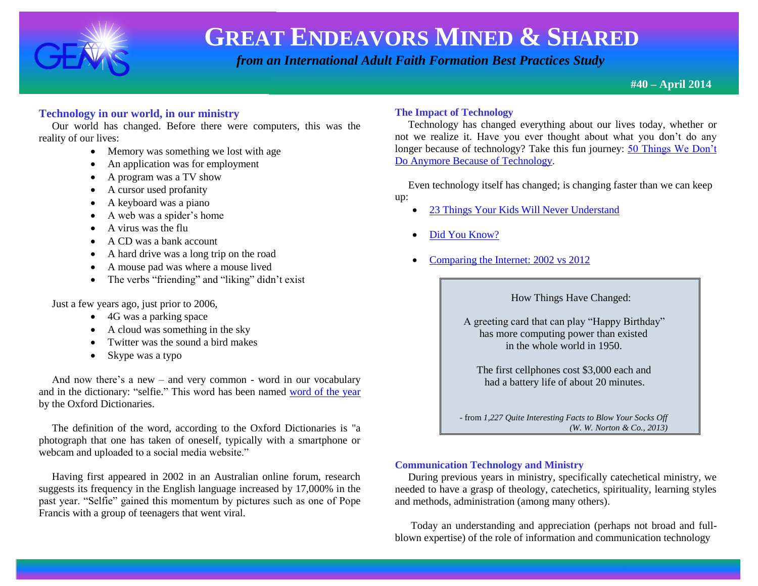# GREAT ENDEAVORS MINED & SHARED

*from an International Adult Faith Formation Best Practices Study*

**#40 – April 2014**

## Technology in our world, in our ministry

Our world has changed. Before there were computers, this was the reality of our lives:

- Memory was something we lost with age
- An application was for employment
- A program was a TV show
- A cursor used profanity
- A keyboard was a piano
- A web was a spider's home
- A virus was the flu
- A CD was a bank account
- A hard drive was a long trip on the road
- A mouse pad was where a mouse lived
- The verbs "friending" and "liking" didn't exist

Just a few years ago, just prior to 2006,

- 4G was a parking space
- A cloud was something in the sky
- Twitter was the sound a bird makes
- Skype was a typo

And now there's a new – and very common - word in our vocabulary and in the dictionary: "selfie." This word has been named word of the year by the Oxford Dictionaries.

The definition of the word, according to the Oxford Dictionaries is "a photograph that one has taken of oneself, typically with a smartphone or webcam and uploaded to a social media website."

Having first appeared in 2002 in an Australian online forum, research suggests its frequency in the English language increased by 17,000% in the past year. "Selfie" gained this momentum by pictures such as one of Pope Francis with a group of teenagers that went viral.

## The Impact of Technology

Technology has changed everything about our lives today, whether or not we realize it. Have you ever thought about what you don't do any longer because of technology? Take this fun journey: 50 Things We Don't Do Anymore Because of Technology.

Even technology itself has changed; is changing faster than we can keep up:

- 23 Things Your Kids Will Never Understand
- Did You Know?
- Comparing the Internet: 2002 vs 2012

> How Things Have Changed:
>
> A greeting card that can play "Happy Birthday" has more computing power than existed in the whole world in 1950.
>
> The first cellphones cost $3,000 each and had a battery life of about 20 minutes.
>
> - from *1,227 Quite Interesting Facts to Blow Your Socks Off (W. W. Norton & Co., 2013)*

## Communication Technology and Ministry

During previous years in ministry, specifically catechetical ministry, we needed to have a grasp of theology, catechetics, spirituality, learning styles and methods, administration (among many others).

Today an understanding and appreciation (perhaps not broad and full-blown expertise) of the role of information and communication technology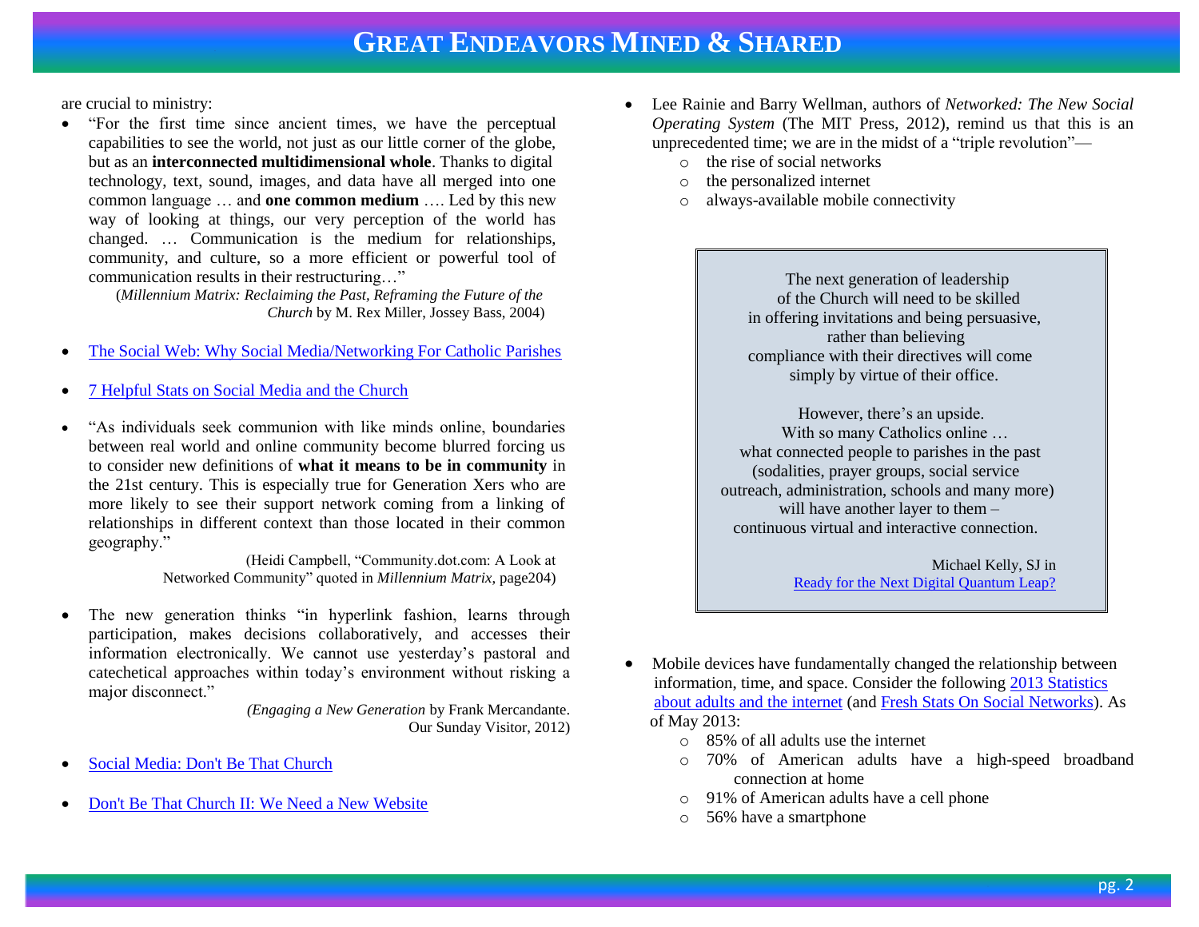are crucial to ministry:

- "For the first time since ancient times, we have the perceptual capabilities to see the world, not just as our little corner of the globe, but as an **interconnected multidimensional whole**. Thanks to digital technology, text, sound, images, and data have all merged into one common language … and **one common medium** …. Led by this new way of looking at things, our very perception of the world has changed. … Communication is the medium for relationships, community, and culture, so a more efficient or powerful tool of communication results in their restructuring…"

  (*Millennium Matrix: Reclaiming the Past, Reframing the Future of the Church* by M. Rex Miller, Jossey Bass, 2004)

- The Social Web: Why Social Media/Networking For Catholic Parishes

- 7 Helpful Stats on Social Media and the Church

- "As individuals seek communion with like minds online, boundaries between real world and online community become blurred forcing us to consider new definitions of **what it means to be in community** in the 21st century. This is especially true for Generation Xers who are more likely to see their support network coming from a linking of relationships in different context than those located in their common geography."

  (Heidi Campbell, "Community.dot.com: A Look at Networked Community" quoted in *Millennium Matrix*, page204)

- The new generation thinks "in hyperlink fashion, learns through participation, makes decisions collaboratively, and accesses their information electronically. We cannot use yesterday's pastoral and catechetical approaches within today's environment without risking a major disconnect."

  *(Engaging a New Generation* by Frank Mercandante. Our Sunday Visitor, 2012)

- Social Media: Don't Be That Church

- Don't Be That Church II: We Need a New Website

- Lee Rainie and Barry Wellman, authors of *Networked: The New Social Operating System* (The MIT Press, 2012), remind us that this is an unprecedented time; we are in the midst of a "triple revolution"—
  - the rise of social networks
  - the personalized internet
  - always-available mobile connectivity

> The next generation of leadership of the Church will need to be skilled in offering invitations and being persuasive, rather than believing compliance with their directives will come simply by virtue of their office.
>
> However, there's an upside. With so many Catholics online … what connected people to parishes in the past (sodalities, prayer groups, social service outreach, administration, schools and many more) will have another layer to them – continuous virtual and interactive connection.
>
> Michael Kelly, SJ in Ready for the Next Digital Quantum Leap?

- Mobile devices have fundamentally changed the relationship between information, time, and space. Consider the following 2013 Statistics about adults and the internet (and Fresh Stats On Social Networks). As of May 2013:
  - 85% of all adults use the internet
  - 70% of American adults have a high-speed broadband connection at home
  - 91% of American adults have a cell phone
  - 56% have a smartphone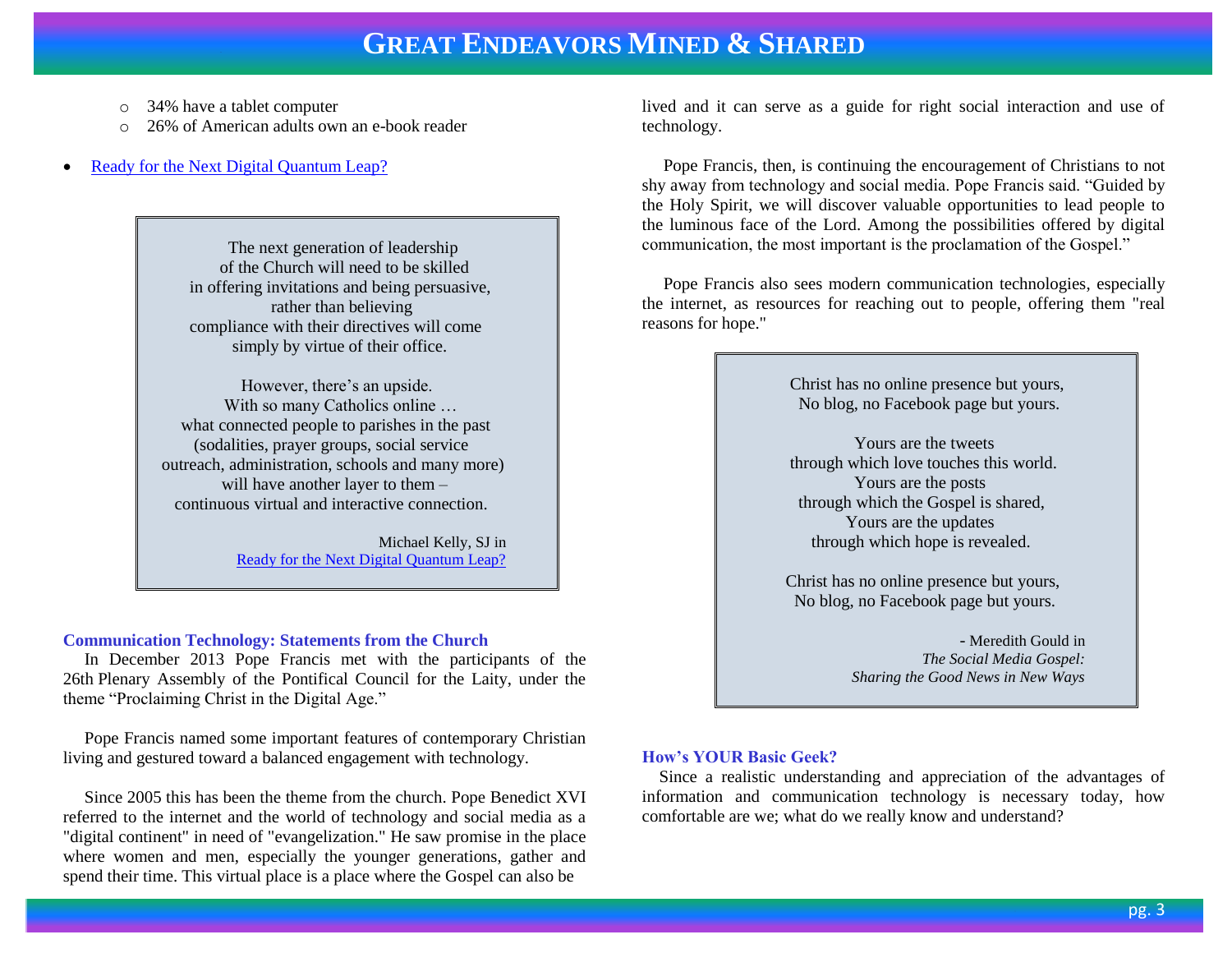- 34% have a tablet computer
  - 26% of American adults own an e-book reader

- Ready for the Next Digital Quantum Leap?

> The next generation of leadership
> of the Church will need to be skilled
> in offering invitations and being persuasive,
> rather than believing
> compliance with their directives will come
> simply by virtue of their office.
>
> However, there's an upside.
> With so many Catholics online …
> what connected people to parishes in the past
> (sodalities, prayer groups, social service
> outreach, administration, schools and many more)
> will have another layer to them –
> continuous virtual and interactive connection.
>
> Michael Kelly, SJ in
> Ready for the Next Digital Quantum Leap?

### Communication Technology: Statements from the Church

In December 2013 Pope Francis met with the participants of the 26th Plenary Assembly of the Pontifical Council for the Laity, under the theme "Proclaiming Christ in the Digital Age."

Pope Francis named some important features of contemporary Christian living and gestured toward a balanced engagement with technology.

Since 2005 this has been the theme from the church. Pope Benedict XVI referred to the internet and the world of technology and social media as a "digital continent" in need of "evangelization." He saw promise in the place where women and men, especially the younger generations, gather and spend their time. This virtual place is a place where the Gospel can also be lived and it can serve as a guide for right social interaction and use of technology.

Pope Francis, then, is continuing the encouragement of Christians to not shy away from technology and social media. Pope Francis said. "Guided by the Holy Spirit, we will discover valuable opportunities to lead people to the luminous face of the Lord. Among the possibilities offered by digital communication, the most important is the proclamation of the Gospel."

Pope Francis also sees modern communication technologies, especially the internet, as resources for reaching out to people, offering them "real reasons for hope."

> Christ has no online presence but yours,
> No blog, no Facebook page but yours.
>
> Yours are the tweets
> through which love touches this world.
> Yours are the posts
> through which the Gospel is shared,
> Yours are the updates
> through which hope is revealed.
>
> Christ has no online presence but yours,
> No blog, no Facebook page but yours.
>
> \- Meredith Gould in
> *The Social Media Gospel:*
> *Sharing the Good News in New Ways*

### How's YOUR Basic Geek?

Since a realistic understanding and appreciation of the advantages of information and communication technology is necessary today, how comfortable are we; what do we really know and understand?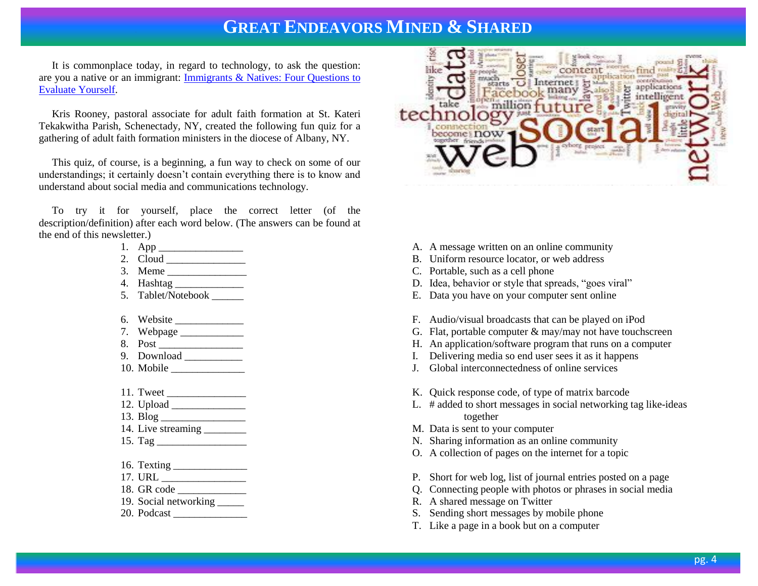# GREAT ENDEAVORS MINED & SHARED

It is commonplace today, in regard to technology, to ask the question: are you a native or an immigrant: [Immigrants & Natives: Four Questions to Evaluate Yourself](#).

Kris Rooney, pastoral associate for adult faith formation at St. Kateri Tekakwitha Parish, Schenectady, NY, created the following fun quiz for a gathering of adult faith formation ministers in the diocese of Albany, NY.

This quiz, of course, is a beginning, a fun way to check on some of our understandings; it certainly doesn't contain everything there is to know and understand about social media and communications technology.

To try it for yourself, place the correct letter (of the description/definition) after each word below. (The answers can be found at the end of this newsletter.)

1. App _______________
2. Cloud _______________
3. Meme _______________
4. Hashtag ____________
5. Tablet/Notebook ______

6. Website ____________
7. Webpage ___________
8. Post _______________
9. Download __________
10. Mobile _____________

11. Tweet ______________
12. Upload _____________
13. Blog _______________
14. Live streaming ________
15. Tag ________________

16. Texting _____________
17. URL _______________
18. GR code ____________
19. Social networking _____
20. Podcast _____________

A. A message written on an online community
B. Uniform resource locator, or web address
C. Portable, such as a cell phone
D. Idea, behavior or style that spreads, "goes viral"
E. Data you have on your computer sent online

F. Audio/visual broadcasts that can be played on iPod
G. Flat, portable computer & may/may not have touchscreen
H. An application/software program that runs on a computer
I. Delivering media so end user sees it as it happens
J. Global interconnectedness of online services

K. Quick response code, of type of matrix barcode
L. # added to short messages in social networking tag like-ideas together
M. Data is sent to your computer
N. Sharing information as an online community
O. A collection of pages on the internet for a topic

P. Short for web log, list of journal entries posted on a page
Q. Connecting people with photos or phrases in social media
R. A shared message on Twitter
S. Sending short messages by mobile phone
T. Like a page in a book but on a computer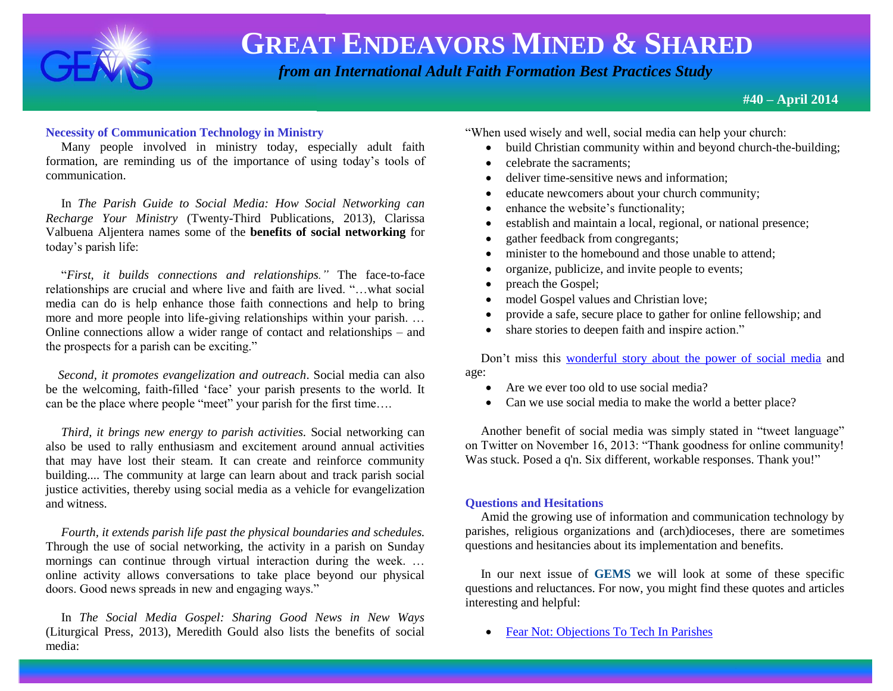# GREAT ENDEAVORS MINED & SHARED

*from an International Adult Faith Formation Best Practices Study*

**#40 – April 2014**

### Necessity of Communication Technology in Ministry

Many people involved in ministry today, especially adult faith formation, are reminding us of the importance of using today's tools of communication.

In *The Parish Guide to Social Media: How Social Networking can Recharge Your Ministry* (Twenty-Third Publications, 2013), Clarissa Valbuena Aljentera names some of the **benefits of social networking** for today's parish life:

"*First, it builds connections and relationships."* The face-to-face relationships are crucial and where live and faith are lived. "…what social media can do is help enhance those faith connections and help to bring more and more people into life-giving relationships within your parish. … Online connections allow a wider range of contact and relationships – and the prospects for a parish can be exciting."

*Second, it promotes evangelization and outreach*. Social media can also be the welcoming, faith-filled 'face' your parish presents to the world. It can be the place where people "meet" your parish for the first time….

*Third, it brings new energy to parish activities.* Social networking can also be used to rally enthusiasm and excitement around annual activities that may have lost their steam. It can create and reinforce community building.... The community at large can learn about and track parish social justice activities, thereby using social media as a vehicle for evangelization and witness.

*Fourth, it extends parish life past the physical boundaries and schedules.* Through the use of social networking, the activity in a parish on Sunday mornings can continue through virtual interaction during the week. … online activity allows conversations to take place beyond our physical doors. Good news spreads in new and engaging ways."

In *The Social Media Gospel: Sharing Good News in New Ways* (Liturgical Press, 2013), Meredith Gould also lists the benefits of social media:

"When used wisely and well, social media can help your church:

- build Christian community within and beyond church-the-building;
- celebrate the sacraments;
- deliver time-sensitive news and information;
- educate newcomers about your church community;
- enhance the website's functionality;
- establish and maintain a local, regional, or national presence;
- gather feedback from congregants;
- minister to the homebound and those unable to attend;
- organize, publicize, and invite people to events;
- preach the Gospel;
- model Gospel values and Christian love;
- provide a safe, secure place to gather for online fellowship; and
- share stories to deepen faith and inspire action."

Don't miss this wonderful story about the power of social media and age:

- Are we ever too old to use social media?
- Can we use social media to make the world a better place?

Another benefit of social media was simply stated in "tweet language" on Twitter on November 16, 2013: "Thank goodness for online community! Was stuck. Posed a q'n. Six different, workable responses. Thank you!"

### Questions and Hesitations

Amid the growing use of information and communication technology by parishes, religious organizations and (arch)dioceses, there are sometimes questions and hesitancies about its implementation and benefits.

In our next issue of **GEMS** we will look at some of these specific questions and reluctances. For now, you might find these quotes and articles interesting and helpful:

- Fear Not: Objections To Tech In Parishes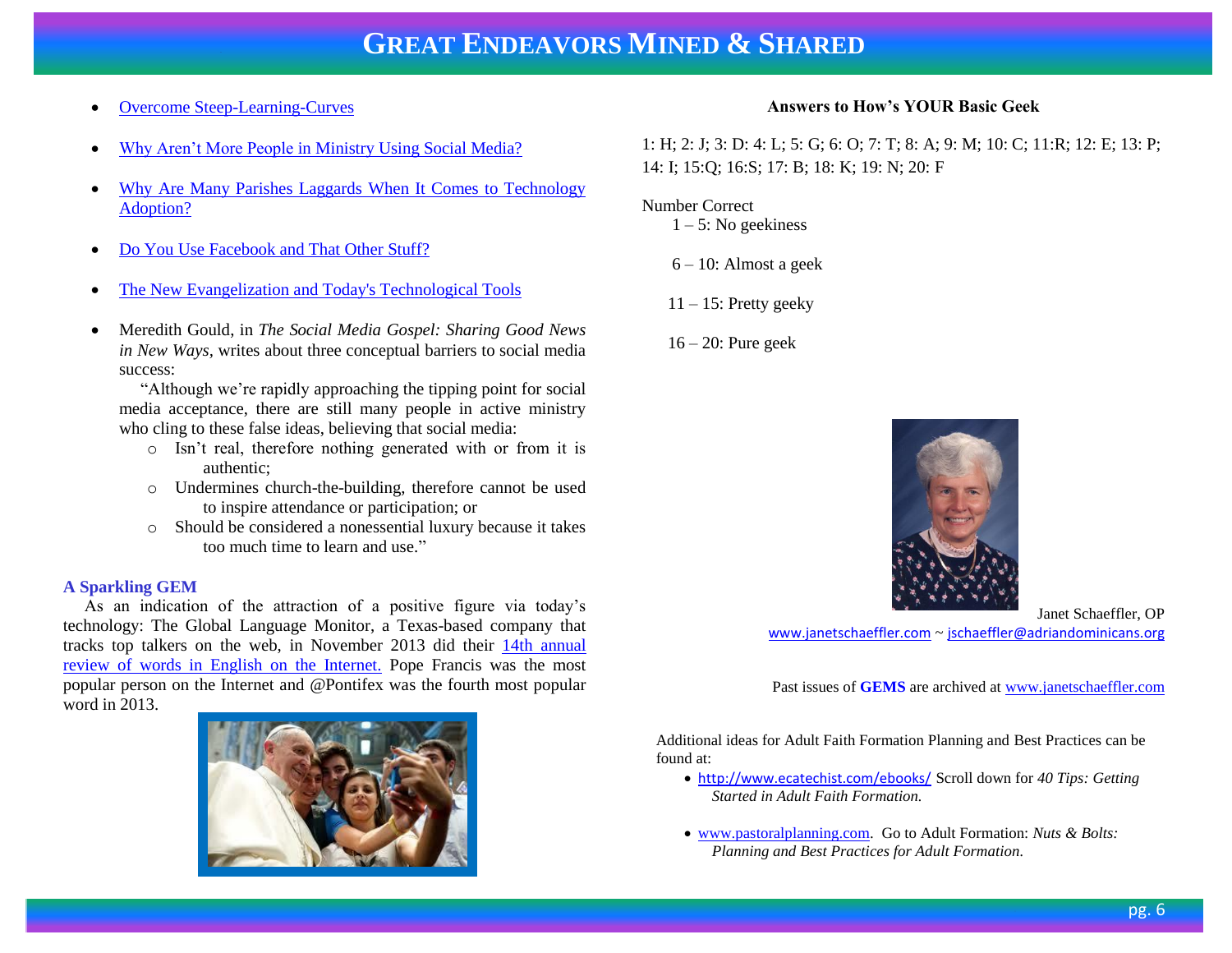- Overcome Steep-Learning-Curves
- Why Aren't More People in Ministry Using Social Media?
- Why Are Many Parishes Laggards When It Comes to Technology Adoption?
- Do You Use Facebook and That Other Stuff?
- The New Evangelization and Today's Technological Tools
- Meredith Gould, in *The Social Media Gospel: Sharing Good News in New Ways*, writes about three conceptual barriers to social media success:

  "Although we're rapidly approaching the tipping point for social media acceptance, there are still many people in active ministry who cling to these false ideas, believing that social media:
  - Isn't real, therefore nothing generated with or from it is authentic;
  - Undermines church-the-building, therefore cannot be used to inspire attendance or participation; or
  - Should be considered a nonessential luxury because it takes too much time to learn and use."

### A Sparkling GEM

As an indication of the attraction of a positive figure via today's technology: The Global Language Monitor, a Texas-based company that tracks top talkers on the web, in November 2013 did their 14th annual review of words in English on the Internet. Pope Francis was the most popular person on the Internet and @Pontifex was the fourth most popular word in 2013.

**Answers to How's YOUR Basic Geek**

1: H; 2: J; 3: D: 4: L; 5: G; 6: O; 7: T; 8: A; 9: M; 10: C; 11:R; 12: E; 13: P; 14: I; 15:Q; 16:S; 17: B; 18: K; 19: N; 20: F

Number Correct

1 – 5: No geekiness

6 – 10: Almost a geek

11 – 15: Pretty geeky

16 – 20: Pure geek

Janet Schaeffler, OP
www.janetschaeffler.com ~ jschaeffler@adriandominicans.org

Past issues of **GEMS** are archived at www.janetschaeffler.com

Additional ideas for Adult Faith Formation Planning and Best Practices can be found at:

- http://www.ecatechist.com/ebooks/ Scroll down for *40 Tips: Getting Started in Adult Faith Formation.*
- www.pastoralplanning.com. Go to Adult Formation: *Nuts & Bolts: Planning and Best Practices for Adult Formation.*